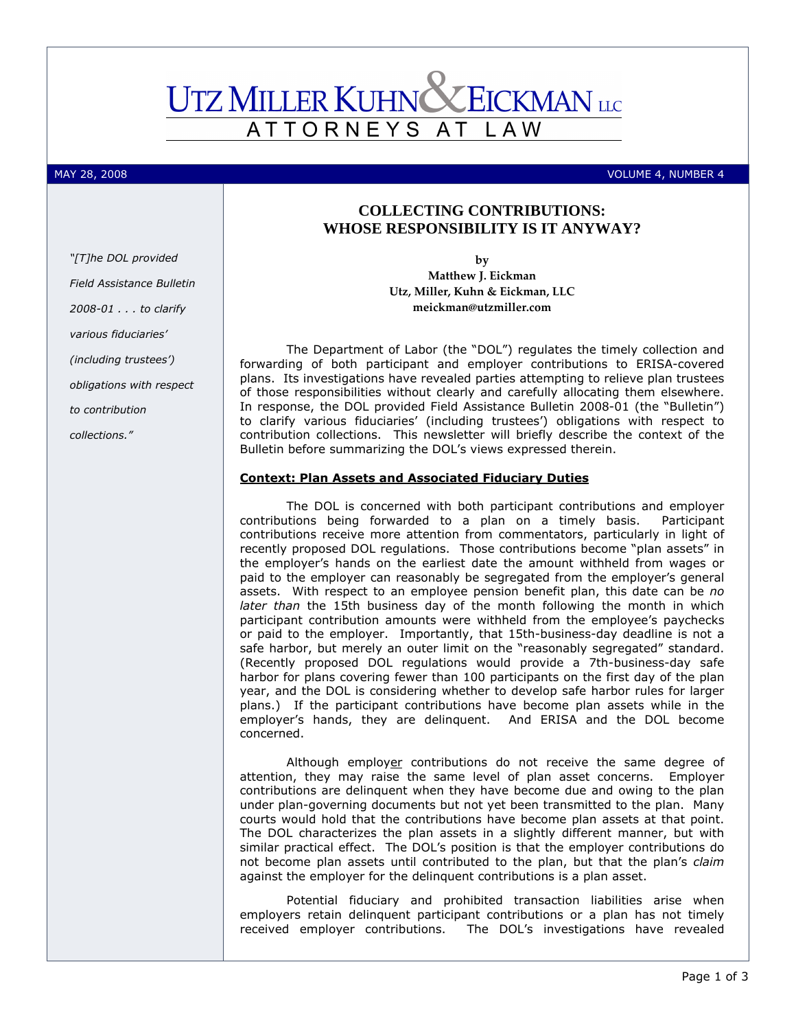# UTZ MILLER KUHN & EICKMAN LLC

ATTORNEYS AT LAW

MAY 28, 2008 VOLUME 4, NUMBER 4

*"[T]he DOL provided Field Assistance Bulletin 2008-01 . . . to clarify various fiduciaries' (including trustees') obligations with respect to contribution collections."*

## COLLECTING CONTRIBUTIONS: WHOSE RESPONSIBILITY IS IT ANYWAY?

by
**Matthew J. Eickman**
**Utz, Miller, Kuhn & Eickman, LLC**
**meickman@utzmiller.com**

The Department of Labor (the "DOL") regulates the timely collection and forwarding of both participant and employer contributions to ERISA-covered plans. Its investigations have revealed parties attempting to relieve plan trustees of those responsibilities without clearly and carefully allocating them elsewhere. In response, the DOL provided Field Assistance Bulletin 2008-01 (the "Bulletin") to clarify various fiduciaries' (including trustees') obligations with respect to contribution collections. This newsletter will briefly describe the context of the Bulletin before summarizing the DOL's views expressed therein.

### Context: Plan Assets and Associated Fiduciary Duties

The DOL is concerned with both participant contributions and employer contributions being forwarded to a plan on a timely basis. Participant contributions receive more attention from commentators, particularly in light of recently proposed DOL regulations. Those contributions become "plan assets" in the employer's hands on the earliest date the amount withheld from wages or paid to the employer can reasonably be segregated from the employer's general assets. With respect to an employee pension benefit plan, this date can be *no later than* the 15th business day of the month following the month in which participant contribution amounts were withheld from the employee's paychecks or paid to the employer. Importantly, that 15th-business-day deadline is not a safe harbor, but merely an outer limit on the "reasonably segregated" standard. (Recently proposed DOL regulations would provide a 7th-business-day safe harbor for plans covering fewer than 100 participants on the first day of the plan year, and the DOL is considering whether to develop safe harbor rules for larger plans.) If the participant contributions have become plan assets while in the employer's hands, they are delinquent. And ERISA and the DOL become concerned.

Although employer contributions do not receive the same degree of attention, they may raise the same level of plan asset concerns. Employer contributions are delinquent when they have become due and owing to the plan under plan-governing documents but not yet been transmitted to the plan. Many courts would hold that the contributions have become plan assets at that point. The DOL characterizes the plan assets in a slightly different manner, but with similar practical effect. The DOL's position is that the employer contributions do not become plan assets until contributed to the plan, but that the plan's *claim* against the employer for the delinquent contributions is a plan asset.

Potential fiduciary and prohibited transaction liabilities arise when employers retain delinquent participant contributions or a plan has not timely received employer contributions. The DOL's investigations have revealed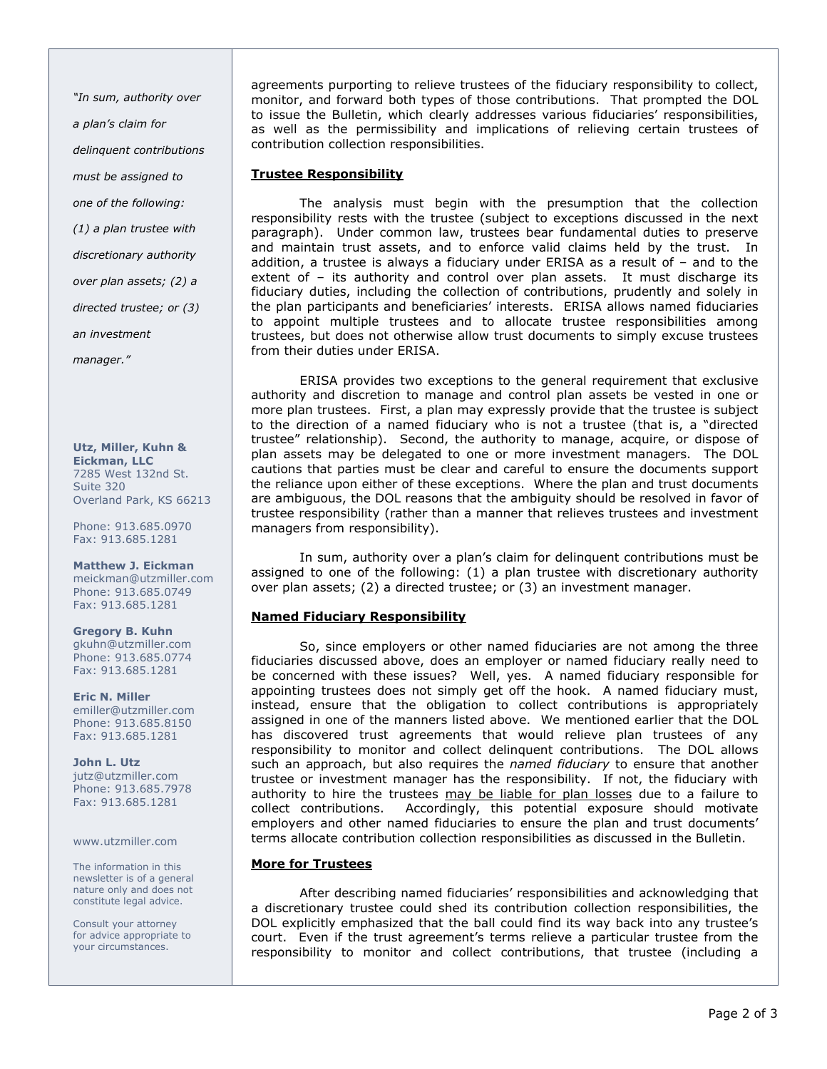agreements purporting to relieve trustees of the fiduciary responsibility to collect, monitor, and forward both types of those contributions. That prompted the DOL to issue the Bulletin, which clearly addresses various fiduciaries' responsibilities, as well as the permissibility and implications of relieving certain trustees of contribution collection responsibilities.

## Trustee Responsibility

The analysis must begin with the presumption that the collection responsibility rests with the trustee (subject to exceptions discussed in the next paragraph). Under common law, trustees bear fundamental duties to preserve and maintain trust assets, and to enforce valid claims held by the trust. In addition, a trustee is always a fiduciary under ERISA as a result of – and to the extent of – its authority and control over plan assets. It must discharge its fiduciary duties, including the collection of contributions, prudently and solely in the plan participants and beneficiaries' interests. ERISA allows named fiduciaries to appoint multiple trustees and to allocate trustee responsibilities among trustees, but does not otherwise allow trust documents to simply excuse trustees from their duties under ERISA.

ERISA provides two exceptions to the general requirement that exclusive authority and discretion to manage and control plan assets be vested in one or more plan trustees. First, a plan may expressly provide that the trustee is subject to the direction of a named fiduciary who is not a trustee (that is, a "directed trustee" relationship). Second, the authority to manage, acquire, or dispose of plan assets may be delegated to one or more investment managers. The DOL cautions that parties must be clear and careful to ensure the documents support the reliance upon either of these exceptions. Where the plan and trust documents are ambiguous, the DOL reasons that the ambiguity should be resolved in favor of trustee responsibility (rather than a manner that relieves trustees and investment managers from responsibility).

In sum, authority over a plan's claim for delinquent contributions must be assigned to one of the following: (1) a plan trustee with discretionary authority over plan assets; (2) a directed trustee; or (3) an investment manager.

## Named Fiduciary Responsibility

So, since employers or other named fiduciaries are not among the three fiduciaries discussed above, does an employer or named fiduciary really need to be concerned with these issues? Well, yes. A named fiduciary responsible for appointing trustees does not simply get off the hook. A named fiduciary must, instead, ensure that the obligation to collect contributions is appropriately assigned in one of the manners listed above. We mentioned earlier that the DOL has discovered trust agreements that would relieve plan trustees of any responsibility to monitor and collect delinquent contributions. The DOL allows such an approach, but also requires the *named fiduciary* to ensure that another trustee or investment manager has the responsibility. If not, the fiduciary with authority to hire the trustees may be liable for plan losses due to a failure to collect contributions. Accordingly, this potential exposure should motivate employers and other named fiduciaries to ensure the plan and trust documents' terms allocate contribution collection responsibilities as discussed in the Bulletin.

## More for Trustees

After describing named fiduciaries' responsibilities and acknowledging that a discretionary trustee could shed its contribution collection responsibilities, the DOL explicitly emphasized that the ball could find its way back into any trustee's court. Even if the trust agreement's terms relieve a particular trustee from the responsibility to monitor and collect contributions, that trustee (including a

*"In sum, authority over a plan's claim for delinquent contributions must be assigned to one of the following: (1) a plan trustee with discretionary authority over plan assets; (2) a directed trustee; or (3) an investment manager."*

**Utz, Miller, Kuhn & Eickman, LLC**
7285 West 132nd St.
Suite 320
Overland Park, KS 66213

Phone: 913.685.0970
Fax: 913.685.1281

**Matthew J. Eickman**
meickman@utzmiller.com
Phone: 913.685.0749
Fax: 913.685.1281

**Gregory B. Kuhn**
gkuhn@utzmiller.com
Phone: 913.685.0774
Fax: 913.685.1281

**Eric N. Miller**
emiller@utzmiller.com
Phone: 913.685.8150
Fax: 913.685.1281

**John L. Utz**
jutz@utzmiller.com
Phone: 913.685.7978
Fax: 913.685.1281

www.utzmiller.com

The information in this newsletter is of a general nature only and does not constitute legal advice.

Consult your attorney for advice appropriate to your circumstances.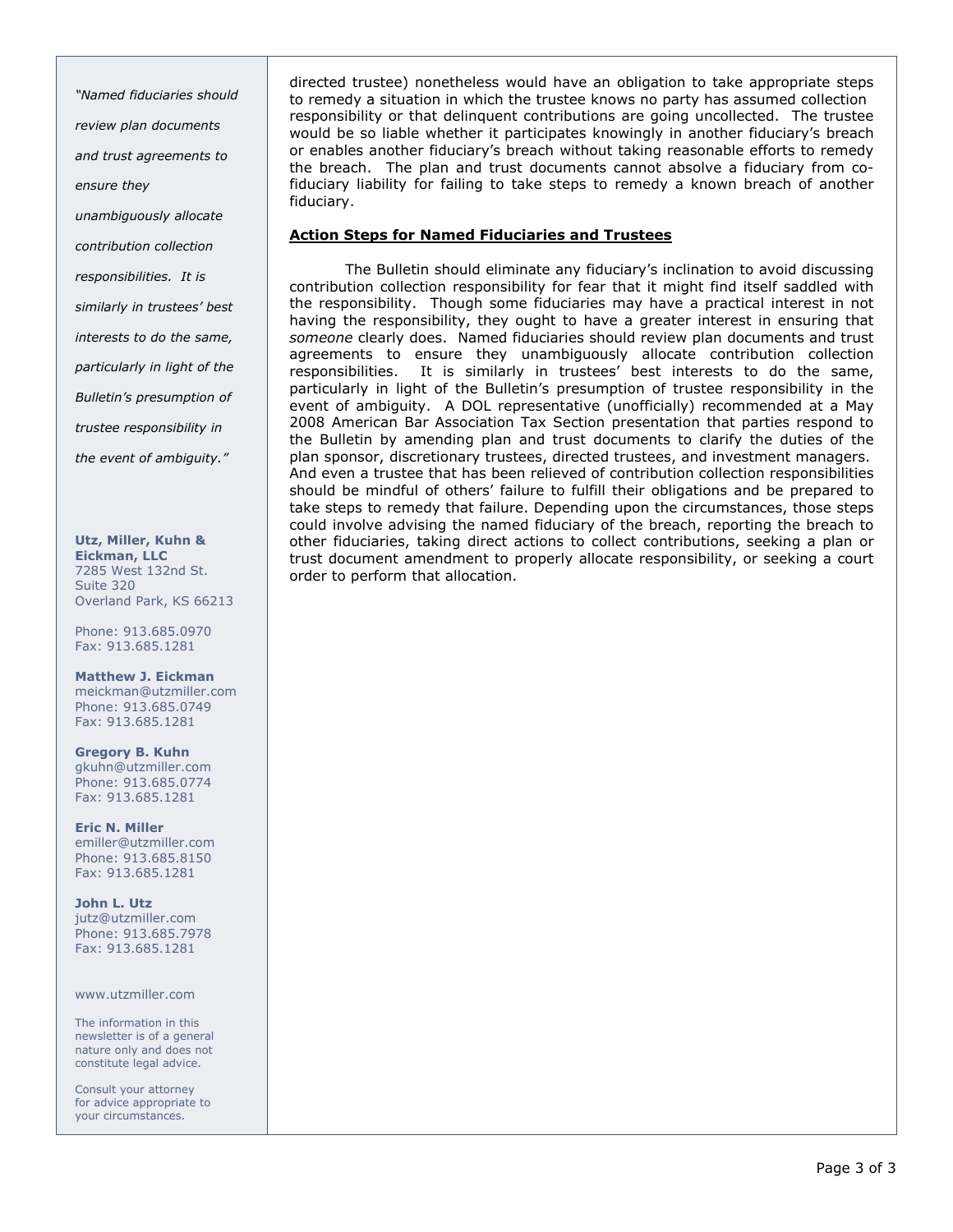directed trustee) nonetheless would have an obligation to take appropriate steps to remedy a situation in which the trustee knows no party has assumed collection responsibility or that delinquent contributions are going uncollected. The trustee would be so liable whether it participates knowingly in another fiduciary's breach or enables another fiduciary's breach without taking reasonable efforts to remedy the breach. The plan and trust documents cannot absolve a fiduciary from co-fiduciary liability for failing to take steps to remedy a known breach of another fiduciary.

**Action Steps for Named Fiduciaries and Trustees**

The Bulletin should eliminate any fiduciary's inclination to avoid discussing contribution collection responsibility for fear that it might find itself saddled with the responsibility. Though some fiduciaries may have a practical interest in not having the responsibility, they ought to have a greater interest in ensuring that *someone* clearly does. Named fiduciaries should review plan documents and trust agreements to ensure they unambiguously allocate contribution collection responsibilities. It is similarly in trustees' best interests to do the same, particularly in light of the Bulletin's presumption of trustee responsibility in the event of ambiguity. A DOL representative (unofficially) recommended at a May 2008 American Bar Association Tax Section presentation that parties respond to the Bulletin by amending plan and trust documents to clarify the duties of the plan sponsor, discretionary trustees, directed trustees, and investment managers. And even a trustee that has been relieved of contribution collection responsibilities should be mindful of others' failure to fulfill their obligations and be prepared to take steps to remedy that failure. Depending upon the circumstances, those steps could involve advising the named fiduciary of the breach, reporting the breach to other fiduciaries, taking direct actions to collect contributions, seeking a plan or trust document amendment to properly allocate responsibility, or seeking a court order to perform that allocation.

*"Named fiduciaries should review plan documents and trust agreements to ensure they unambiguously allocate contribution collection responsibilities. It is similarly in trustees' best interests to do the same, particularly in light of the Bulletin's presumption of trustee responsibility in the event of ambiguity."*

**Utz, Miller, Kuhn & Eickman, LLC**
7285 West 132nd St.
Suite 320
Overland Park, KS 66213

Phone: 913.685.0970
Fax: 913.685.1281

**Matthew J. Eickman**
meickman@utzmiller.com
Phone: 913.685.0749
Fax: 913.685.1281

**Gregory B. Kuhn**
gkuhn@utzmiller.com
Phone: 913.685.0774
Fax: 913.685.1281

**Eric N. Miller**
emiller@utzmiller.com
Phone: 913.685.8150
Fax: 913.685.1281

**John L. Utz**
jutz@utzmiller.com
Phone: 913.685.7978
Fax: 913.685.1281

www.utzmiller.com

The information in this newsletter is of a general nature only and does not constitute legal advice.

Consult your attorney for advice appropriate to your circumstances.